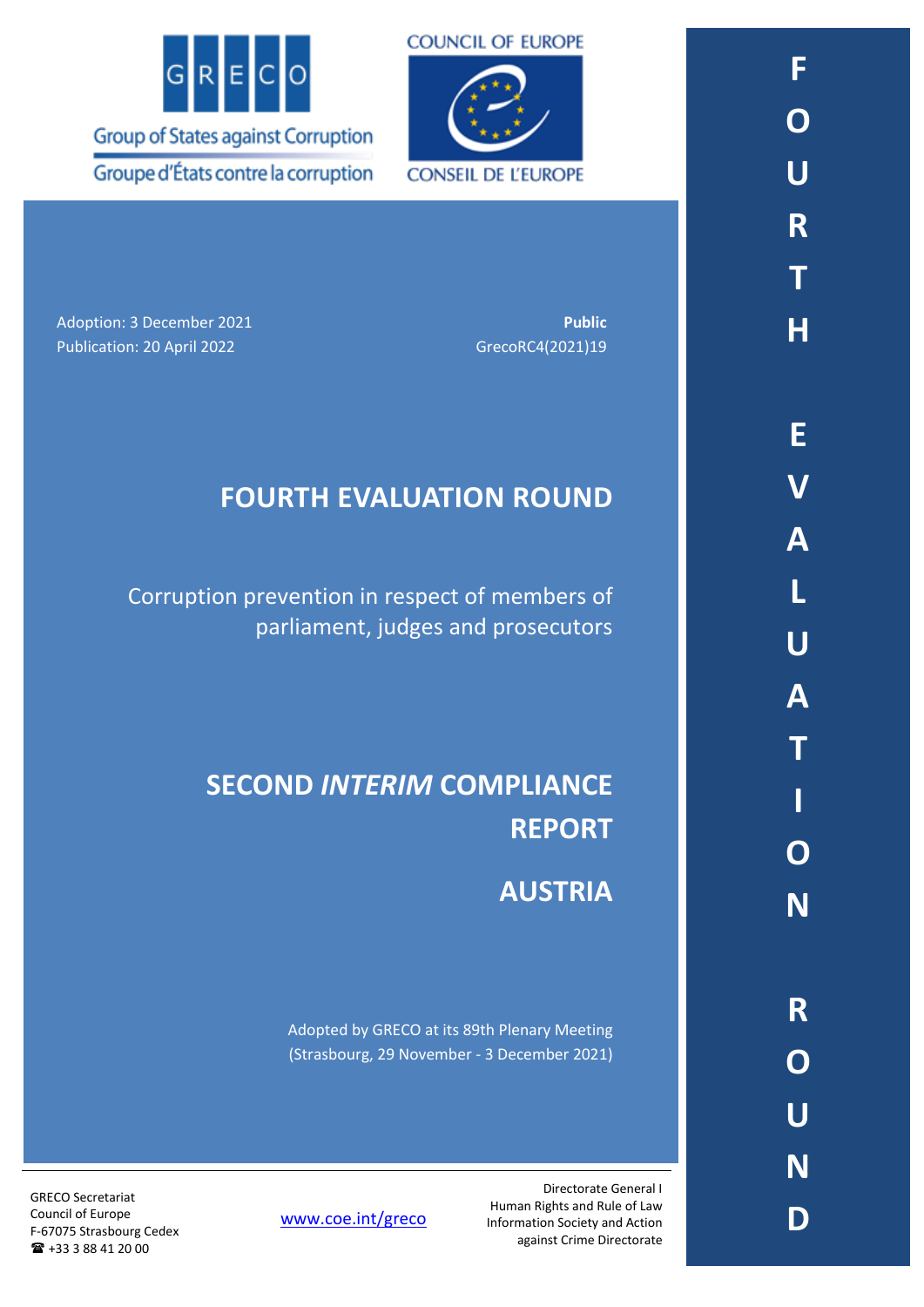GRECO

Group of States against Corruption

Groupe d'États contre la corruption

COUNCIL OF EUROPE

CONSEIL DE L'EUROPE

Adoption: 3 December 2021

Publication: 20 April 2022

**Public**

GrecoRC4(2021)19

# FOURTH EVALUATION ROUND

Corruption prevention in respect of members of parliament, judges and prosecutors

# SECOND *INTERIM* COMPLIANCE REPORT

# AUSTRIA

Adopted by GRECO at its 89th Plenary Meeting (Strasbourg, 29 November - 3 December 2021)

GRECO Secretariat
Council of Europe
F-67075 Strasbourg Cedex
☎ +33 3 88 41 20 00

www.coe.int/greco

Directorate General I
Human Rights and Rule of Law
Information Society and Action against Crime Directorate

**FOURTH EVALUATION ROUND**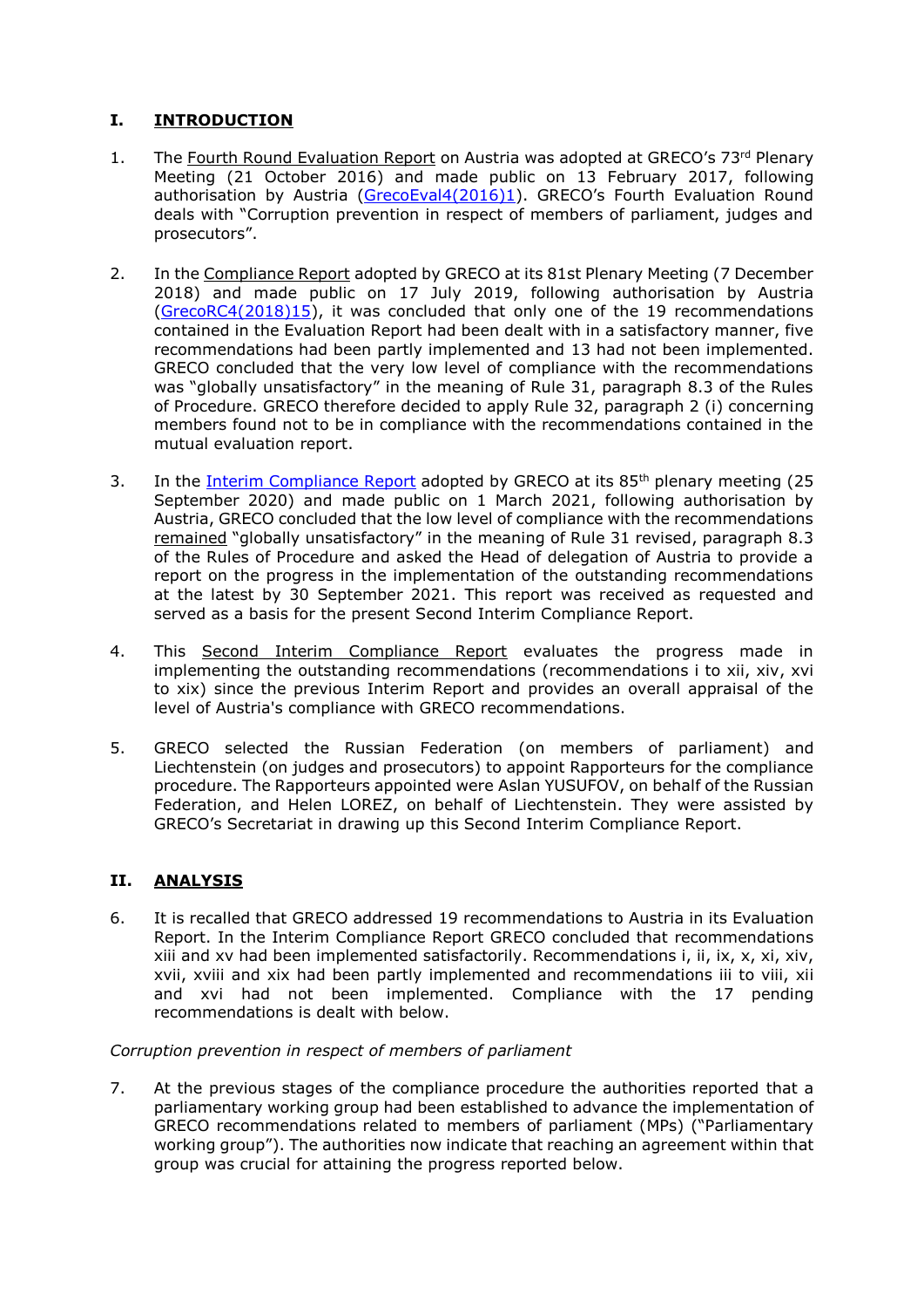## I. INTRODUCTION

1. The Fourth Round Evaluation Report on Austria was adopted at GRECO's 73rd Plenary Meeting (21 October 2016) and made public on 13 February 2017, following authorisation by Austria (GrecoEval4(2016)1). GRECO's Fourth Evaluation Round deals with "Corruption prevention in respect of members of parliament, judges and prosecutors".

2. In the Compliance Report adopted by GRECO at its 81st Plenary Meeting (7 December 2018) and made public on 17 July 2019, following authorisation by Austria (GrecoRC4(2018)15), it was concluded that only one of the 19 recommendations contained in the Evaluation Report had been dealt with in a satisfactory manner, five recommendations had been partly implemented and 13 had not been implemented. GRECO concluded that the very low level of compliance with the recommendations was "globally unsatisfactory" in the meaning of Rule 31, paragraph 8.3 of the Rules of Procedure. GRECO therefore decided to apply Rule 32, paragraph 2 (i) concerning members found not to be in compliance with the recommendations contained in the mutual evaluation report.

3. In the Interim Compliance Report adopted by GRECO at its 85th plenary meeting (25 September 2020) and made public on 1 March 2021, following authorisation by Austria, GRECO concluded that the low level of compliance with the recommendations remained "globally unsatisfactory" in the meaning of Rule 31 revised, paragraph 8.3 of the Rules of Procedure and asked the Head of delegation of Austria to provide a report on the progress in the implementation of the outstanding recommendations at the latest by 30 September 2021. This report was received as requested and served as a basis for the present Second Interim Compliance Report.

4. This Second Interim Compliance Report evaluates the progress made in implementing the outstanding recommendations (recommendations i to xii, xiv, xvi to xix) since the previous Interim Report and provides an overall appraisal of the level of Austria's compliance with GRECO recommendations.

5. GRECO selected the Russian Federation (on members of parliament) and Liechtenstein (on judges and prosecutors) to appoint Rapporteurs for the compliance procedure. The Rapporteurs appointed were Aslan YUSUFOV, on behalf of the Russian Federation, and Helen LOREZ, on behalf of Liechtenstein. They were assisted by GRECO's Secretariat in drawing up this Second Interim Compliance Report.

## II. ANALYSIS

6. It is recalled that GRECO addressed 19 recommendations to Austria in its Evaluation Report. In the Interim Compliance Report GRECO concluded that recommendations xiii and xv had been implemented satisfactorily. Recommendations i, ii, ix, x, xi, xiv, xvii, xviii and xix had been partly implemented and recommendations iii to viii, xii and xvi had not been implemented. Compliance with the 17 pending recommendations is dealt with below.

*Corruption prevention in respect of members of parliament*

7. At the previous stages of the compliance procedure the authorities reported that a parliamentary working group had been established to advance the implementation of GRECO recommendations related to members of parliament (MPs) ("Parliamentary working group"). The authorities now indicate that reaching an agreement within that group was crucial for attaining the progress reported below.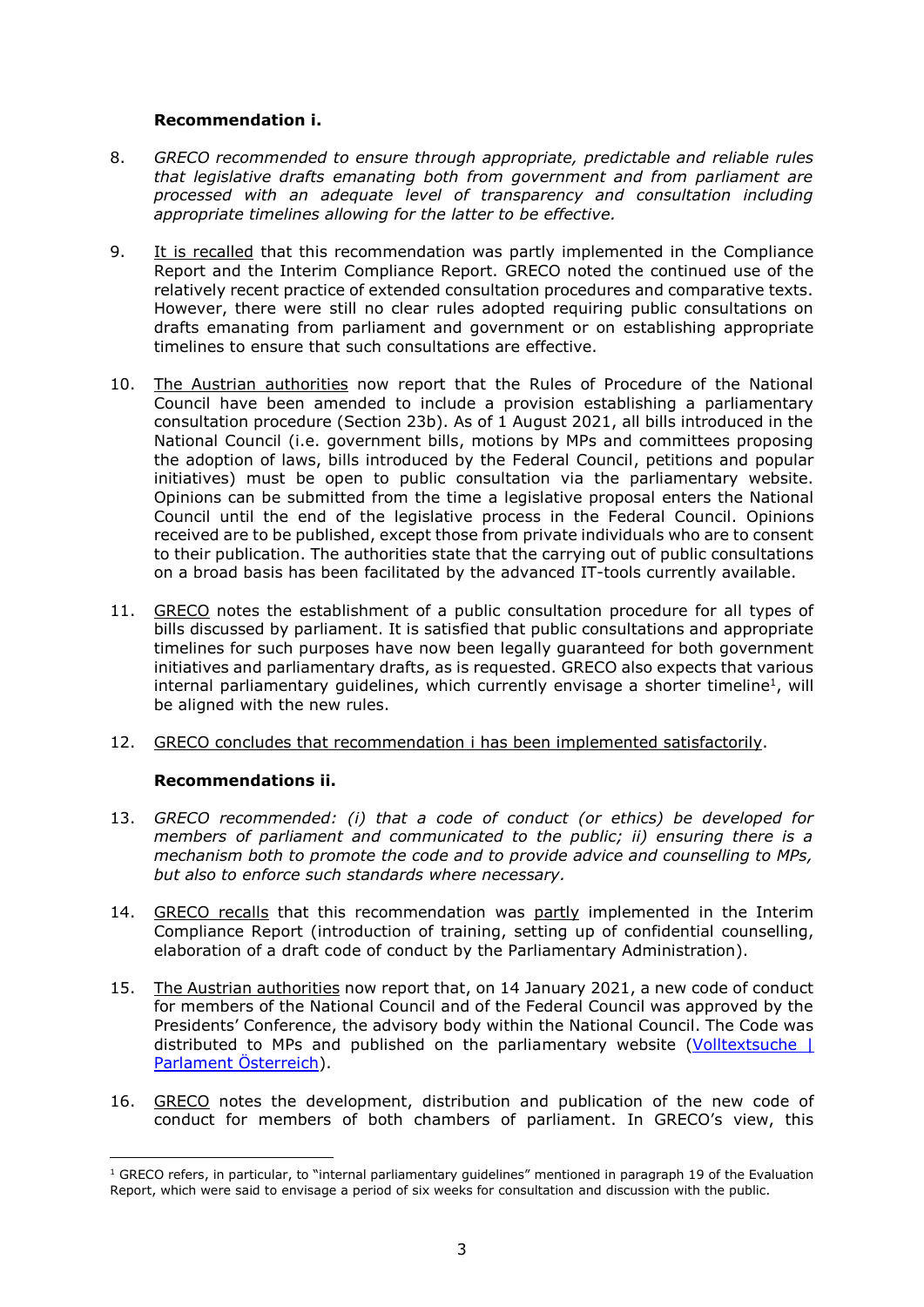**Recommendation i.**

8. *GRECO recommended to ensure through appropriate, predictable and reliable rules that legislative drafts emanating both from government and from parliament are processed with an adequate level of transparency and consultation including appropriate timelines allowing for the latter to be effective.*

9. It is recalled that this recommendation was partly implemented in the Compliance Report and the Interim Compliance Report. GRECO noted the continued use of the relatively recent practice of extended consultation procedures and comparative texts. However, there were still no clear rules adopted requiring public consultations on drafts emanating from parliament and government or on establishing appropriate timelines to ensure that such consultations are effective.

10. The Austrian authorities now report that the Rules of Procedure of the National Council have been amended to include a provision establishing a parliamentary consultation procedure (Section 23b). As of 1 August 2021, all bills introduced in the National Council (i.e. government bills, motions by MPs and committees proposing the adoption of laws, bills introduced by the Federal Council, petitions and popular initiatives) must be open to public consultation via the parliamentary website. Opinions can be submitted from the time a legislative proposal enters the National Council until the end of the legislative process in the Federal Council. Opinions received are to be published, except those from private individuals who are to consent to their publication. The authorities state that the carrying out of public consultations on a broad basis has been facilitated by the advanced IT-tools currently available.

11. GRECO notes the establishment of a public consultation procedure for all types of bills discussed by parliament. It is satisfied that public consultations and appropriate timelines for such purposes have now been legally guaranteed for both government initiatives and parliamentary drafts, as is requested. GRECO also expects that various internal parliamentary guidelines, which currently envisage a shorter timeline[1], will be aligned with the new rules.

12. GRECO concludes that recommendation i has been implemented satisfactorily.

**Recommendations ii.**

13. *GRECO recommended: (i) that a code of conduct (or ethics) be developed for members of parliament and communicated to the public; ii) ensuring there is a mechanism both to promote the code and to provide advice and counselling to MPs, but also to enforce such standards where necessary.*

14. GRECO recalls that this recommendation was partly implemented in the Interim Compliance Report (introduction of training, setting up of confidential counselling, elaboration of a draft code of conduct by the Parliamentary Administration).

15. The Austrian authorities now report that, on 14 January 2021, a new code of conduct for members of the National Council and of the Federal Council was approved by the Presidents' Conference, the advisory body within the National Council. The Code was distributed to MPs and published on the parliamentary website (Volltextsuche | Parlament Österreich).

16. GRECO notes the development, distribution and publication of the new code of conduct for members of both chambers of parliament. In GRECO's view, this

[1] GRECO refers, in particular, to "internal parliamentary guidelines" mentioned in paragraph 19 of the Evaluation Report, which were said to envisage a period of six weeks for consultation and discussion with the public.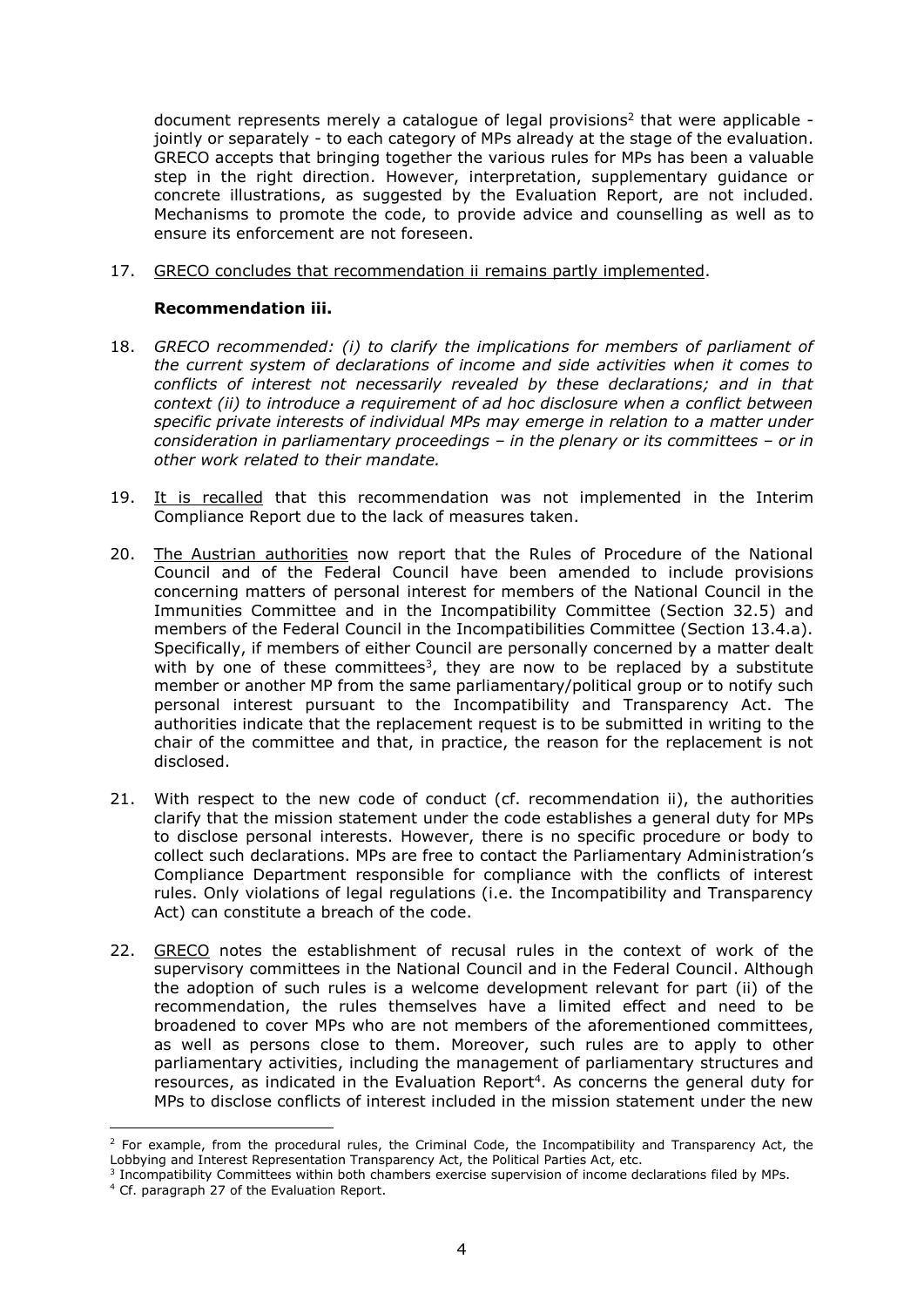document represents merely a catalogue of legal provisions[2] that were applicable - jointly or separately - to each category of MPs already at the stage of the evaluation. GRECO accepts that bringing together the various rules for MPs has been a valuable step in the right direction. However, interpretation, supplementary guidance or concrete illustrations, as suggested by the Evaluation Report, are not included. Mechanisms to promote the code, to provide advice and counselling as well as to ensure its enforcement are not foreseen.

17. GRECO concludes that recommendation ii remains partly implemented.

**Recommendation iii.**

18. *GRECO recommended: (i) to clarify the implications for members of parliament of the current system of declarations of income and side activities when it comes to conflicts of interest not necessarily revealed by these declarations; and in that context (ii) to introduce a requirement of ad hoc disclosure when a conflict between specific private interests of individual MPs may emerge in relation to a matter under consideration in parliamentary proceedings – in the plenary or its committees – or in other work related to their mandate.*

19. It is recalled that this recommendation was not implemented in the Interim Compliance Report due to the lack of measures taken.

20. The Austrian authorities now report that the Rules of Procedure of the National Council and of the Federal Council have been amended to include provisions concerning matters of personal interest for members of the National Council in the Immunities Committee and in the Incompatibility Committee (Section 32.5) and members of the Federal Council in the Incompatibilities Committee (Section 13.4.a). Specifically, if members of either Council are personally concerned by a matter dealt with by one of these committees[3], they are now to be replaced by a substitute member or another MP from the same parliamentary/political group or to notify such personal interest pursuant to the Incompatibility and Transparency Act. The authorities indicate that the replacement request is to be submitted in writing to the chair of the committee and that, in practice, the reason for the replacement is not disclosed.

21. With respect to the new code of conduct (cf. recommendation ii), the authorities clarify that the mission statement under the code establishes a general duty for MPs to disclose personal interests. However, there is no specific procedure or body to collect such declarations. MPs are free to contact the Parliamentary Administration's Compliance Department responsible for compliance with the conflicts of interest rules. Only violations of legal regulations (i.e. the Incompatibility and Transparency Act) can constitute a breach of the code.

22. GRECO notes the establishment of recusal rules in the context of work of the supervisory committees in the National Council and in the Federal Council. Although the adoption of such rules is a welcome development relevant for part (ii) of the recommendation, the rules themselves have a limited effect and need to be broadened to cover MPs who are not members of the aforementioned committees, as well as persons close to them. Moreover, such rules are to apply to other parliamentary activities, including the management of parliamentary structures and resources, as indicated in the Evaluation Report[4]. As concerns the general duty for MPs to disclose conflicts of interest included in the mission statement under the new

---

[2] For example, from the procedural rules, the Criminal Code, the Incompatibility and Transparency Act, the Lobbying and Interest Representation Transparency Act, the Political Parties Act, etc.

[3] Incompatibility Committees within both chambers exercise supervision of income declarations filed by MPs.

[4] Cf. paragraph 27 of the Evaluation Report.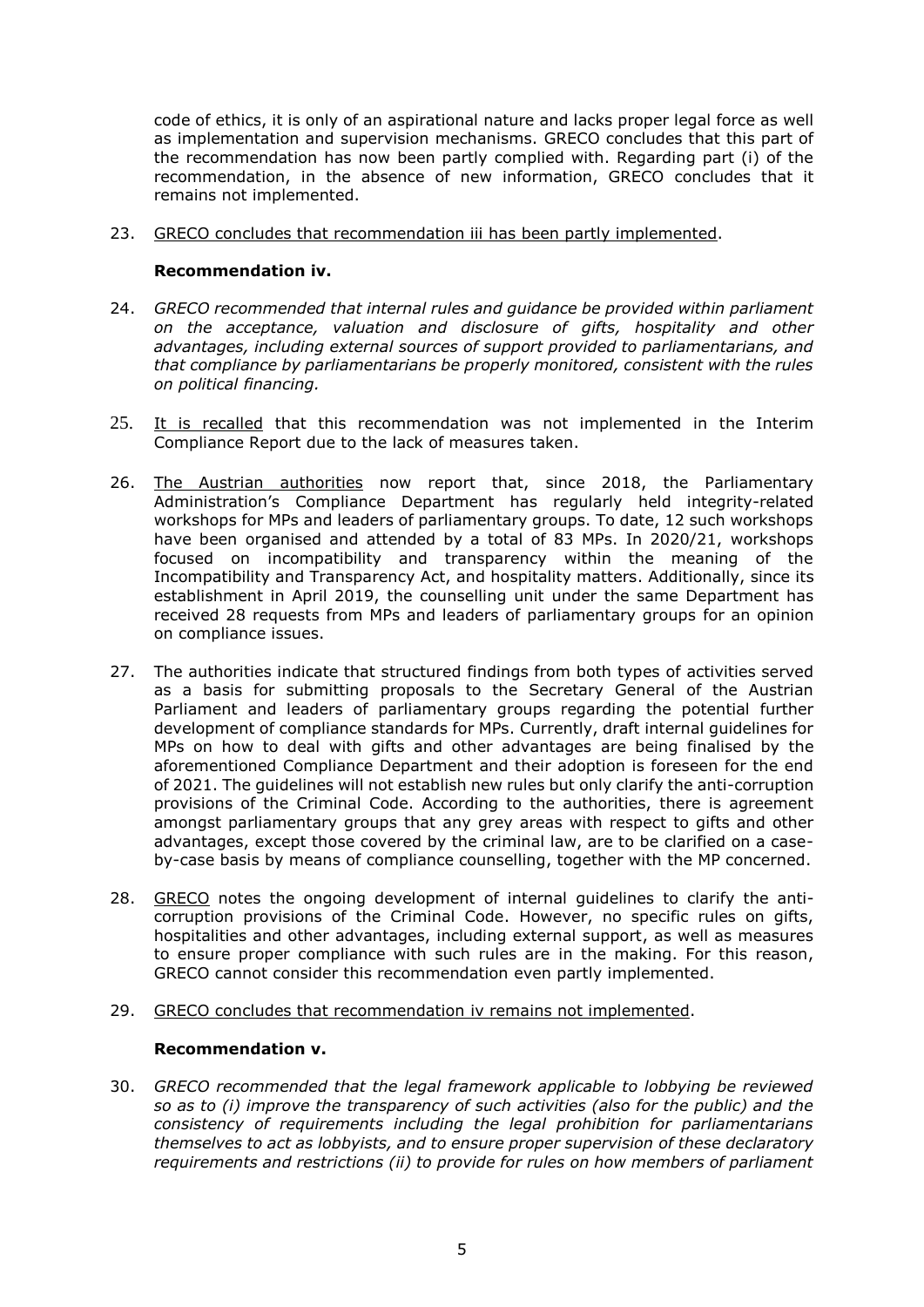code of ethics, it is only of an aspirational nature and lacks proper legal force as well as implementation and supervision mechanisms. GRECO concludes that this part of the recommendation has now been partly complied with. Regarding part (i) of the recommendation, in the absence of new information, GRECO concludes that it remains not implemented.

23. GRECO concludes that recommendation iii has been partly implemented.

**Recommendation iv.**

24. *GRECO recommended that internal rules and guidance be provided within parliament on the acceptance, valuation and disclosure of gifts, hospitality and other advantages, including external sources of support provided to parliamentarians, and that compliance by parliamentarians be properly monitored, consistent with the rules on political financing.*

25. It is recalled that this recommendation was not implemented in the Interim Compliance Report due to the lack of measures taken.

26. The Austrian authorities now report that, since 2018, the Parliamentary Administration's Compliance Department has regularly held integrity-related workshops for MPs and leaders of parliamentary groups. To date, 12 such workshops have been organised and attended by a total of 83 MPs. In 2020/21, workshops focused on incompatibility and transparency within the meaning of the Incompatibility and Transparency Act, and hospitality matters. Additionally, since its establishment in April 2019, the counselling unit under the same Department has received 28 requests from MPs and leaders of parliamentary groups for an opinion on compliance issues.

27. The authorities indicate that structured findings from both types of activities served as a basis for submitting proposals to the Secretary General of the Austrian Parliament and leaders of parliamentary groups regarding the potential further development of compliance standards for MPs. Currently, draft internal guidelines for MPs on how to deal with gifts and other advantages are being finalised by the aforementioned Compliance Department and their adoption is foreseen for the end of 2021. The guidelines will not establish new rules but only clarify the anti-corruption provisions of the Criminal Code. According to the authorities, there is agreement amongst parliamentary groups that any grey areas with respect to gifts and other advantages, except those covered by the criminal law, are to be clarified on a case-by-case basis by means of compliance counselling, together with the MP concerned.

28. GRECO notes the ongoing development of internal guidelines to clarify the anti-corruption provisions of the Criminal Code. However, no specific rules on gifts, hospitalities and other advantages, including external support, as well as measures to ensure proper compliance with such rules are in the making. For this reason, GRECO cannot consider this recommendation even partly implemented.

29. GRECO concludes that recommendation iv remains not implemented.

**Recommendation v.**

30. *GRECO recommended that the legal framework applicable to lobbying be reviewed so as to (i) improve the transparency of such activities (also for the public) and the consistency of requirements including the legal prohibition for parliamentarians themselves to act as lobbyists, and to ensure proper supervision of these declaratory requirements and restrictions (ii) to provide for rules on how members of parliament*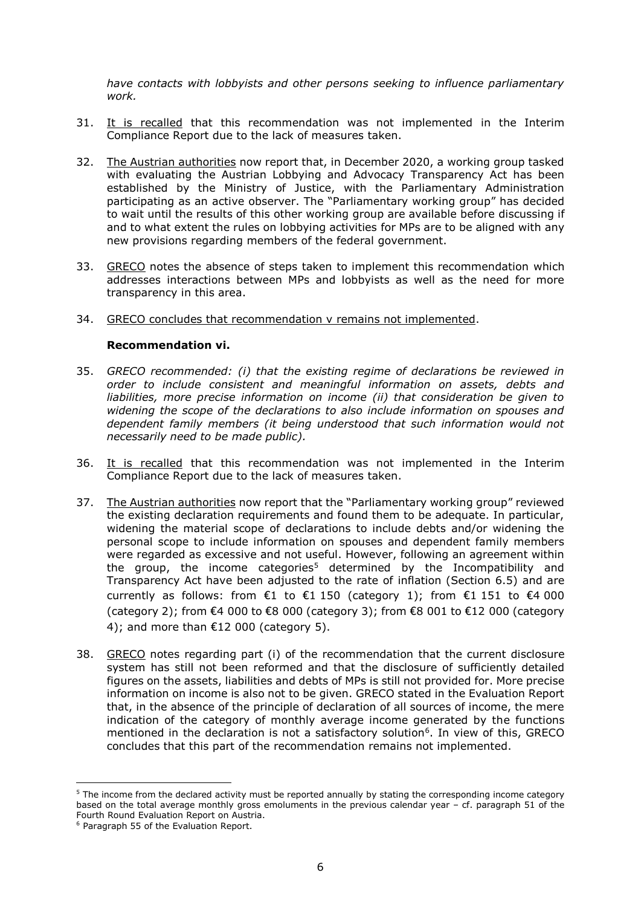*have contacts with lobbyists and other persons seeking to influence parliamentary work.*

31. It is recalled that this recommendation was not implemented in the Interim Compliance Report due to the lack of measures taken.

32. The Austrian authorities now report that, in December 2020, a working group tasked with evaluating the Austrian Lobbying and Advocacy Transparency Act has been established by the Ministry of Justice, with the Parliamentary Administration participating as an active observer. The "Parliamentary working group" has decided to wait until the results of this other working group are available before discussing if and to what extent the rules on lobbying activities for MPs are to be aligned with any new provisions regarding members of the federal government.

33. GRECO notes the absence of steps taken to implement this recommendation which addresses interactions between MPs and lobbyists as well as the need for more transparency in this area.

34. GRECO concludes that recommendation v remains not implemented.

### Recommendation vi.

35. *GRECO recommended: (i) that the existing regime of declarations be reviewed in order to include consistent and meaningful information on assets, debts and liabilities, more precise information on income (ii) that consideration be given to widening the scope of the declarations to also include information on spouses and dependent family members (it being understood that such information would not necessarily need to be made public).*

36. It is recalled that this recommendation was not implemented in the Interim Compliance Report due to the lack of measures taken.

37. The Austrian authorities now report that the "Parliamentary working group" reviewed the existing declaration requirements and found them to be adequate. In particular, widening the material scope of declarations to include debts and/or widening the personal scope to include information on spouses and dependent family members were regarded as excessive and not useful. However, following an agreement within the group, the income categories[5] determined by the Incompatibility and Transparency Act have been adjusted to the rate of inflation (Section 6.5) and are currently as follows: from €1 to €1 150 (category 1); from €1 151 to €4 000 (category 2); from €4 000 to €8 000 (category 3); from €8 001 to €12 000 (category 4); and more than €12 000 (category 5).

38. GRECO notes regarding part (i) of the recommendation that the current disclosure system has still not been reformed and that the disclosure of sufficiently detailed figures on the assets, liabilities and debts of MPs is still not provided for. More precise information on income is also not to be given. GRECO stated in the Evaluation Report that, in the absence of the principle of declaration of all sources of income, the mere indication of the category of monthly average income generated by the functions mentioned in the declaration is not a satisfactory solution[6]. In view of this, GRECO concludes that this part of the recommendation remains not implemented.

---

[5] The income from the declared activity must be reported annually by stating the corresponding income category based on the total average monthly gross emoluments in the previous calendar year – cf. paragraph 51 of the Fourth Round Evaluation Report on Austria.

[6] Paragraph 55 of the Evaluation Report.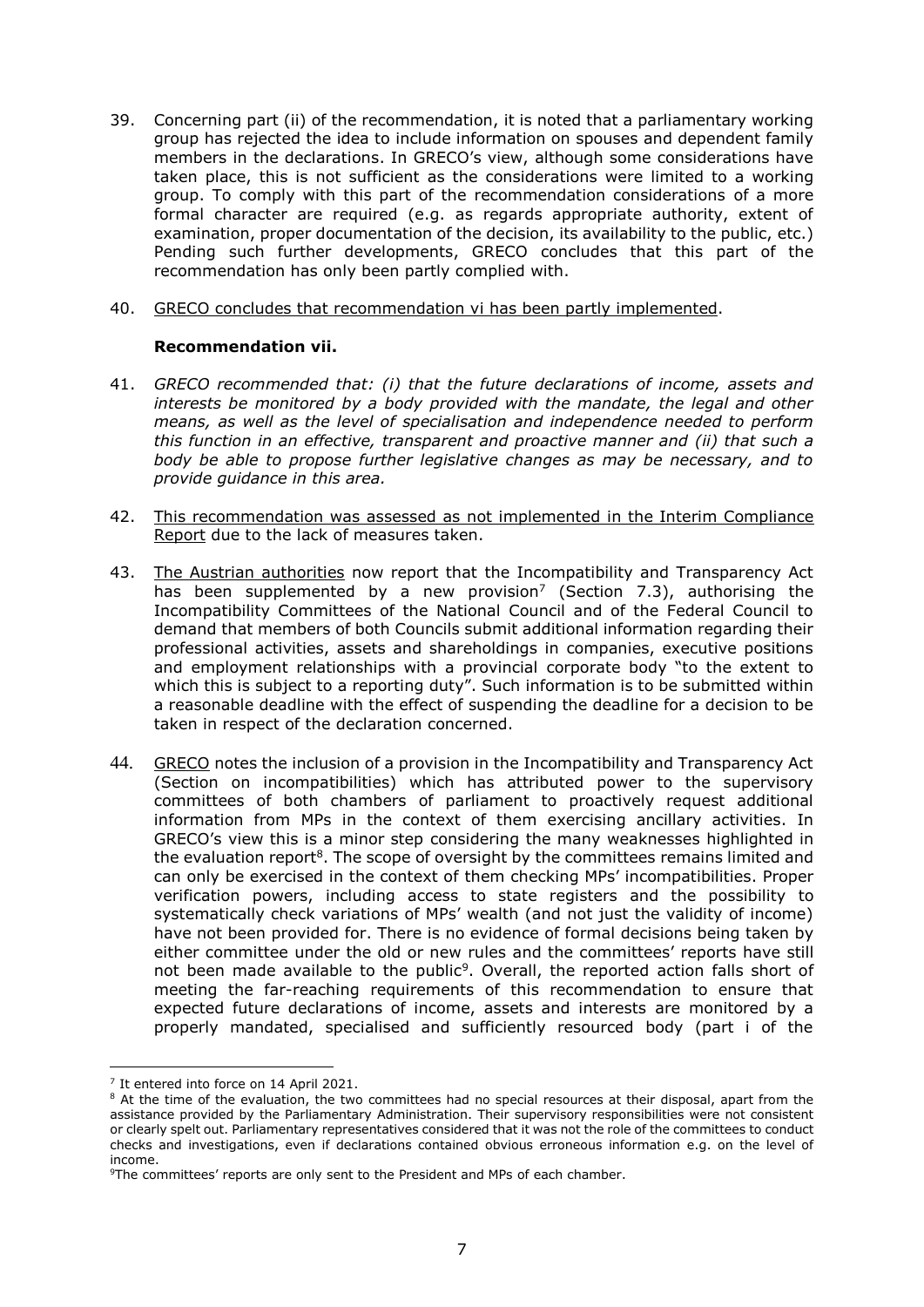39. Concerning part (ii) of the recommendation, it is noted that a parliamentary working group has rejected the idea to include information on spouses and dependent family members in the declarations. In GRECO's view, although some considerations have taken place, this is not sufficient as the considerations were limited to a working group. To comply with this part of the recommendation considerations of a more formal character are required (e.g. as regards appropriate authority, extent of examination, proper documentation of the decision, its availability to the public, etc.) Pending such further developments, GRECO concludes that this part of the recommendation has only been partly complied with.

40. GRECO concludes that recommendation vi has been partly implemented.

**Recommendation vii.**

41. *GRECO recommended that: (i) that the future declarations of income, assets and interests be monitored by a body provided with the mandate, the legal and other means, as well as the level of specialisation and independence needed to perform this function in an effective, transparent and proactive manner and (ii) that such a body be able to propose further legislative changes as may be necessary, and to provide guidance in this area.*

42. This recommendation was assessed as not implemented in the Interim Compliance Report due to the lack of measures taken.

43. The Austrian authorities now report that the Incompatibility and Transparency Act has been supplemented by a new provision[7] (Section 7.3), authorising the Incompatibility Committees of the National Council and of the Federal Council to demand that members of both Councils submit additional information regarding their professional activities, assets and shareholdings in companies, executive positions and employment relationships with a provincial corporate body "to the extent to which this is subject to a reporting duty". Such information is to be submitted within a reasonable deadline with the effect of suspending the deadline for a decision to be taken in respect of the declaration concerned.

44. GRECO notes the inclusion of a provision in the Incompatibility and Transparency Act (Section on incompatibilities) which has attributed power to the supervisory committees of both chambers of parliament to proactively request additional information from MPs in the context of them exercising ancillary activities. In GRECO's view this is a minor step considering the many weaknesses highlighted in the evaluation report[8]. The scope of oversight by the committees remains limited and can only be exercised in the context of them checking MPs' incompatibilities. Proper verification powers, including access to state registers and the possibility to systematically check variations of MPs' wealth (and not just the validity of income) have not been provided for. There is no evidence of formal decisions being taken by either committee under the old or new rules and the committees' reports have still not been made available to the public[9]. Overall, the reported action falls short of meeting the far-reaching requirements of this recommendation to ensure that expected future declarations of income, assets and interests are monitored by a properly mandated, specialised and sufficiently resourced body (part i of the

---

[7] It entered into force on 14 April 2021.

[8] At the time of the evaluation, the two committees had no special resources at their disposal, apart from the assistance provided by the Parliamentary Administration. Their supervisory responsibilities were not consistent or clearly spelt out. Parliamentary representatives considered that it was not the role of the committees to conduct checks and investigations, even if declarations contained obvious erroneous information e.g. on the level of income.

[9] The committees' reports are only sent to the President and MPs of each chamber.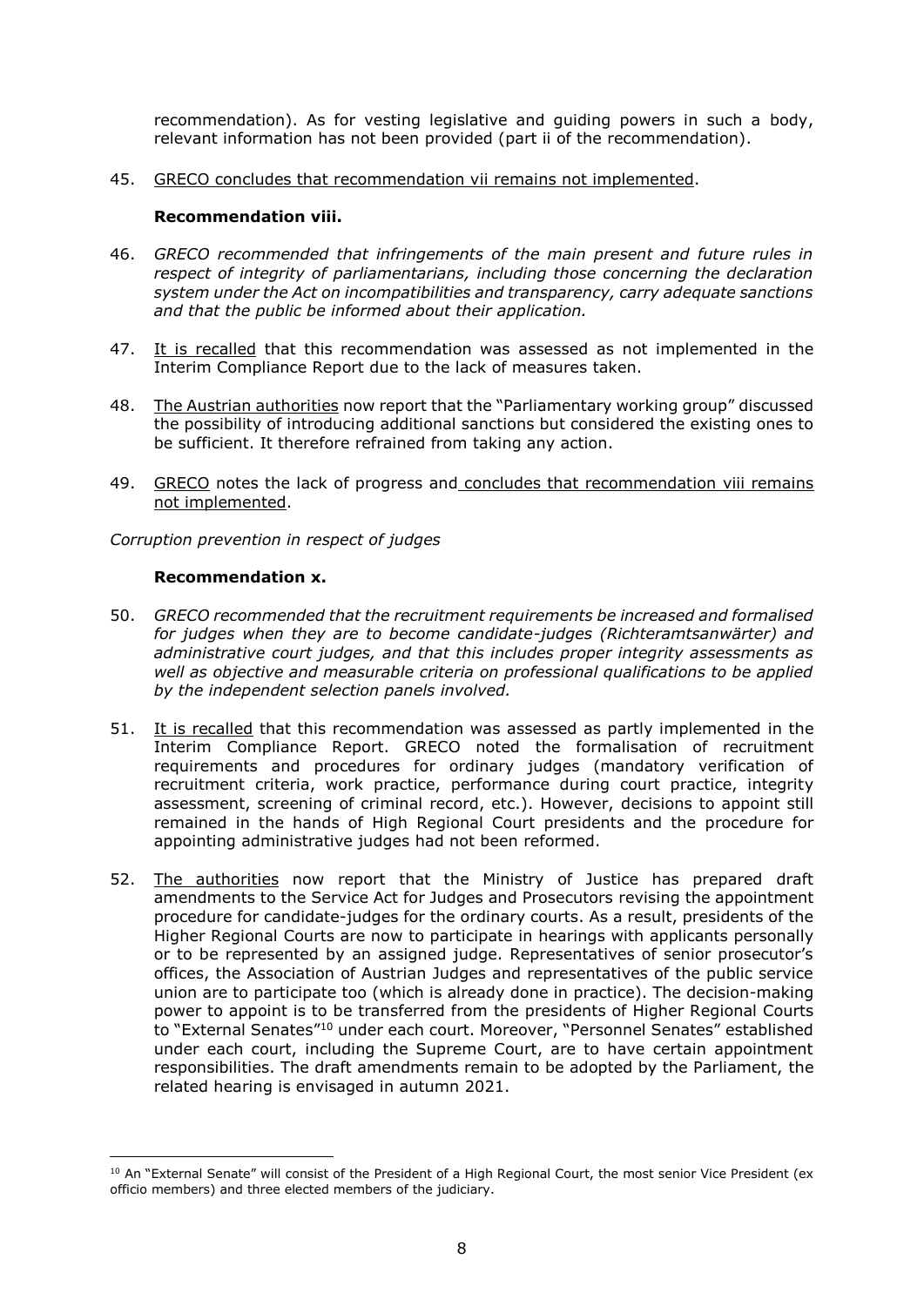recommendation). As for vesting legislative and guiding powers in such a body, relevant information has not been provided (part ii of the recommendation).

45. GRECO concludes that recommendation vii remains not implemented.

**Recommendation viii.**

46. *GRECO recommended that infringements of the main present and future rules in respect of integrity of parliamentarians, including those concerning the declaration system under the Act on incompatibilities and transparency, carry adequate sanctions and that the public be informed about their application.*

47. It is recalled that this recommendation was assessed as not implemented in the Interim Compliance Report due to the lack of measures taken.

48. The Austrian authorities now report that the "Parliamentary working group" discussed the possibility of introducing additional sanctions but considered the existing ones to be sufficient. It therefore refrained from taking any action.

49. GRECO notes the lack of progress and concludes that recommendation viii remains not implemented.

*Corruption prevention in respect of judges*

**Recommendation x.**

50. *GRECO recommended that the recruitment requirements be increased and formalised for judges when they are to become candidate-judges (Richteramtsanwärter) and administrative court judges, and that this includes proper integrity assessments as well as objective and measurable criteria on professional qualifications to be applied by the independent selection panels involved.*

51. It is recalled that this recommendation was assessed as partly implemented in the Interim Compliance Report. GRECO noted the formalisation of recruitment requirements and procedures for ordinary judges (mandatory verification of recruitment criteria, work practice, performance during court practice, integrity assessment, screening of criminal record, etc.). However, decisions to appoint still remained in the hands of High Regional Court presidents and the procedure for appointing administrative judges had not been reformed.

52. The authorities now report that the Ministry of Justice has prepared draft amendments to the Service Act for Judges and Prosecutors revising the appointment procedure for candidate-judges for the ordinary courts. As a result, presidents of the Higher Regional Courts are now to participate in hearings with applicants personally or to be represented by an assigned judge. Representatives of senior prosecutor's offices, the Association of Austrian Judges and representatives of the public service union are to participate too (which is already done in practice). The decision-making power to appoint is to be transferred from the presidents of Higher Regional Courts to "External Senates"[10] under each court. Moreover, "Personnel Senates" established under each court, including the Supreme Court, are to have certain appointment responsibilities. The draft amendments remain to be adopted by the Parliament, the related hearing is envisaged in autumn 2021.

[10] An "External Senate" will consist of the President of a High Regional Court, the most senior Vice President (ex officio members) and three elected members of the judiciary.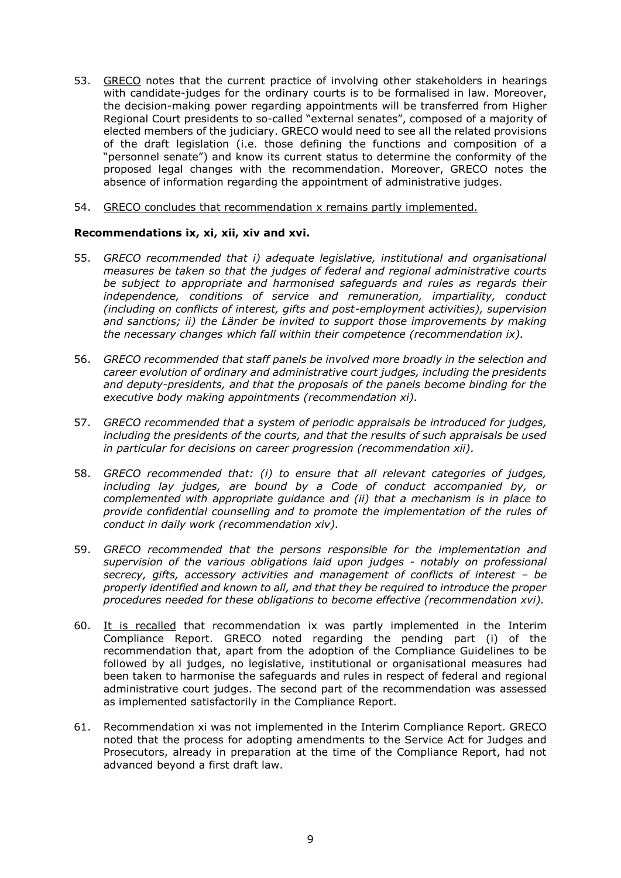53. GRECO notes that the current practice of involving other stakeholders in hearings with candidate-judges for the ordinary courts is to be formalised in law. Moreover, the decision-making power regarding appointments will be transferred from Higher Regional Court presidents to so-called "external senates", composed of a majority of elected members of the judiciary. GRECO would need to see all the related provisions of the draft legislation (i.e. those defining the functions and composition of a "personnel senate") and know its current status to determine the conformity of the proposed legal changes with the recommendation. Moreover, GRECO notes the absence of information regarding the appointment of administrative judges.

54. GRECO concludes that recommendation x remains partly implemented.

**Recommendations ix, xi, xii, xiv and xvi.**

55. *GRECO recommended that i) adequate legislative, institutional and organisational measures be taken so that the judges of federal and regional administrative courts be subject to appropriate and harmonised safeguards and rules as regards their independence, conditions of service and remuneration, impartiality, conduct (including on conflicts of interest, gifts and post-employment activities), supervision and sanctions; ii) the Länder be invited to support those improvements by making the necessary changes which fall within their competence (recommendation ix).*

56. *GRECO recommended that staff panels be involved more broadly in the selection and career evolution of ordinary and administrative court judges, including the presidents and deputy-presidents, and that the proposals of the panels become binding for the executive body making appointments (recommendation xi).*

57. *GRECO recommended that a system of periodic appraisals be introduced for judges, including the presidents of the courts, and that the results of such appraisals be used in particular for decisions on career progression (recommendation xii).*

58. *GRECO recommended that: (i) to ensure that all relevant categories of judges, including lay judges, are bound by a Code of conduct accompanied by, or complemented with appropriate guidance and (ii) that a mechanism is in place to provide confidential counselling and to promote the implementation of the rules of conduct in daily work (recommendation xiv).*

59. *GRECO recommended that the persons responsible for the implementation and supervision of the various obligations laid upon judges - notably on professional secrecy, gifts, accessory activities and management of conflicts of interest – be properly identified and known to all, and that they be required to introduce the proper procedures needed for these obligations to become effective (recommendation xvi).*

60. It is recalled that recommendation ix was partly implemented in the Interim Compliance Report. GRECO noted regarding the pending part (i) of the recommendation that, apart from the adoption of the Compliance Guidelines to be followed by all judges, no legislative, institutional or organisational measures had been taken to harmonise the safeguards and rules in respect of federal and regional administrative court judges. The second part of the recommendation was assessed as implemented satisfactorily in the Compliance Report.

61. Recommendation xi was not implemented in the Interim Compliance Report. GRECO noted that the process for adopting amendments to the Service Act for Judges and Prosecutors, already in preparation at the time of the Compliance Report, had not advanced beyond a first draft law.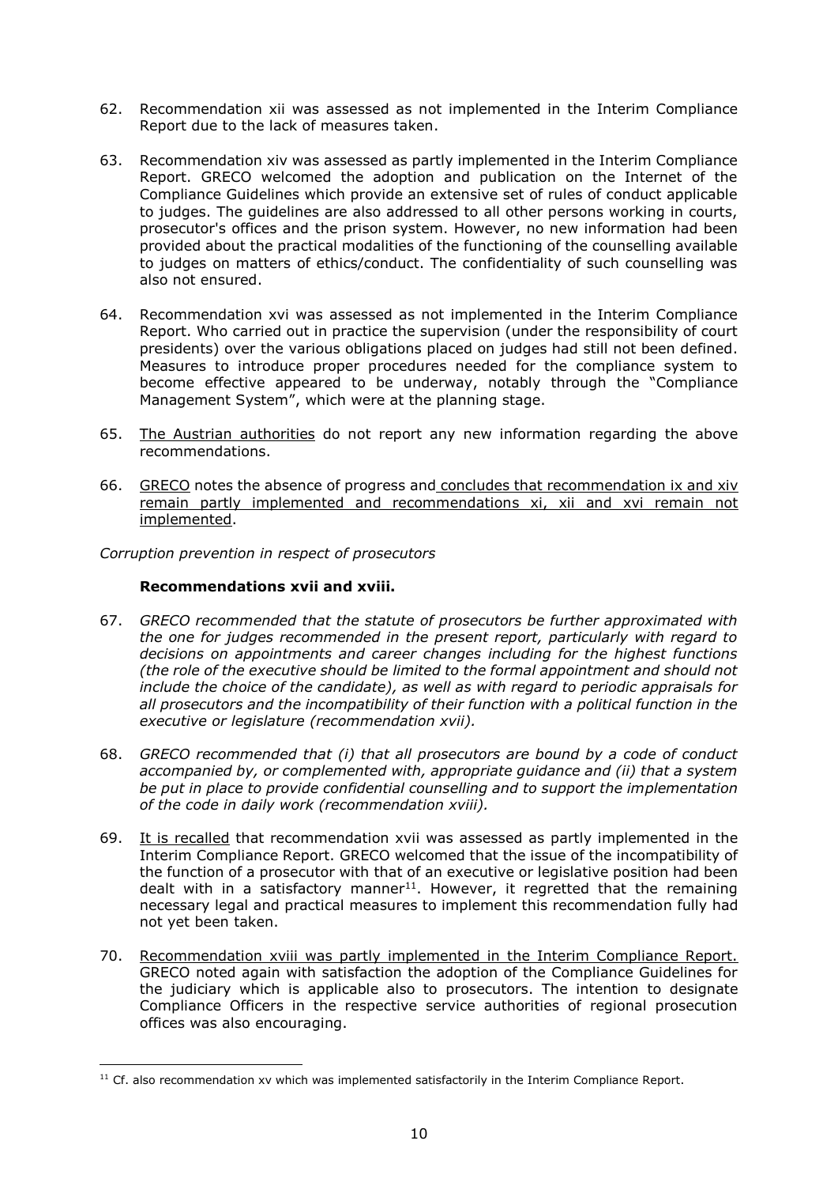62. Recommendation xii was assessed as not implemented in the Interim Compliance Report due to the lack of measures taken.

63. Recommendation xiv was assessed as partly implemented in the Interim Compliance Report. GRECO welcomed the adoption and publication on the Internet of the Compliance Guidelines which provide an extensive set of rules of conduct applicable to judges. The guidelines are also addressed to all other persons working in courts, prosecutor's offices and the prison system. However, no new information had been provided about the practical modalities of the functioning of the counselling available to judges on matters of ethics/conduct. The confidentiality of such counselling was also not ensured.

64. Recommendation xvi was assessed as not implemented in the Interim Compliance Report. Who carried out in practice the supervision (under the responsibility of court presidents) over the various obligations placed on judges had still not been defined. Measures to introduce proper procedures needed for the compliance system to become effective appeared to be underway, notably through the "Compliance Management System", which were at the planning stage.

65. The Austrian authorities do not report any new information regarding the above recommendations.

66. GRECO notes the absence of progress and concludes that recommendation ix and xiv remain partly implemented and recommendations xi, xii and xvi remain not implemented.

*Corruption prevention in respect of prosecutors*

**Recommendations xvii and xviii.**

67. *GRECO recommended that the statute of prosecutors be further approximated with the one for judges recommended in the present report, particularly with regard to decisions on appointments and career changes including for the highest functions (the role of the executive should be limited to the formal appointment and should not include the choice of the candidate), as well as with regard to periodic appraisals for all prosecutors and the incompatibility of their function with a political function in the executive or legislature (recommendation xvii).*

68. *GRECO recommended that (i) that all prosecutors are bound by a code of conduct accompanied by, or complemented with, appropriate guidance and (ii) that a system be put in place to provide confidential counselling and to support the implementation of the code in daily work (recommendation xviii).*

69. It is recalled that recommendation xvii was assessed as partly implemented in the Interim Compliance Report. GRECO welcomed that the issue of the incompatibility of the function of a prosecutor with that of an executive or legislative position had been dealt with in a satisfactory manner[11]. However, it regretted that the remaining necessary legal and practical measures to implement this recommendation fully had not yet been taken.

70. Recommendation xviii was partly implemented in the Interim Compliance Report. GRECO noted again with satisfaction the adoption of the Compliance Guidelines for the judiciary which is applicable also to prosecutors. The intention to designate Compliance Officers in the respective service authorities of regional prosecution offices was also encouraging.

[11] Cf. also recommendation xv which was implemented satisfactorily in the Interim Compliance Report.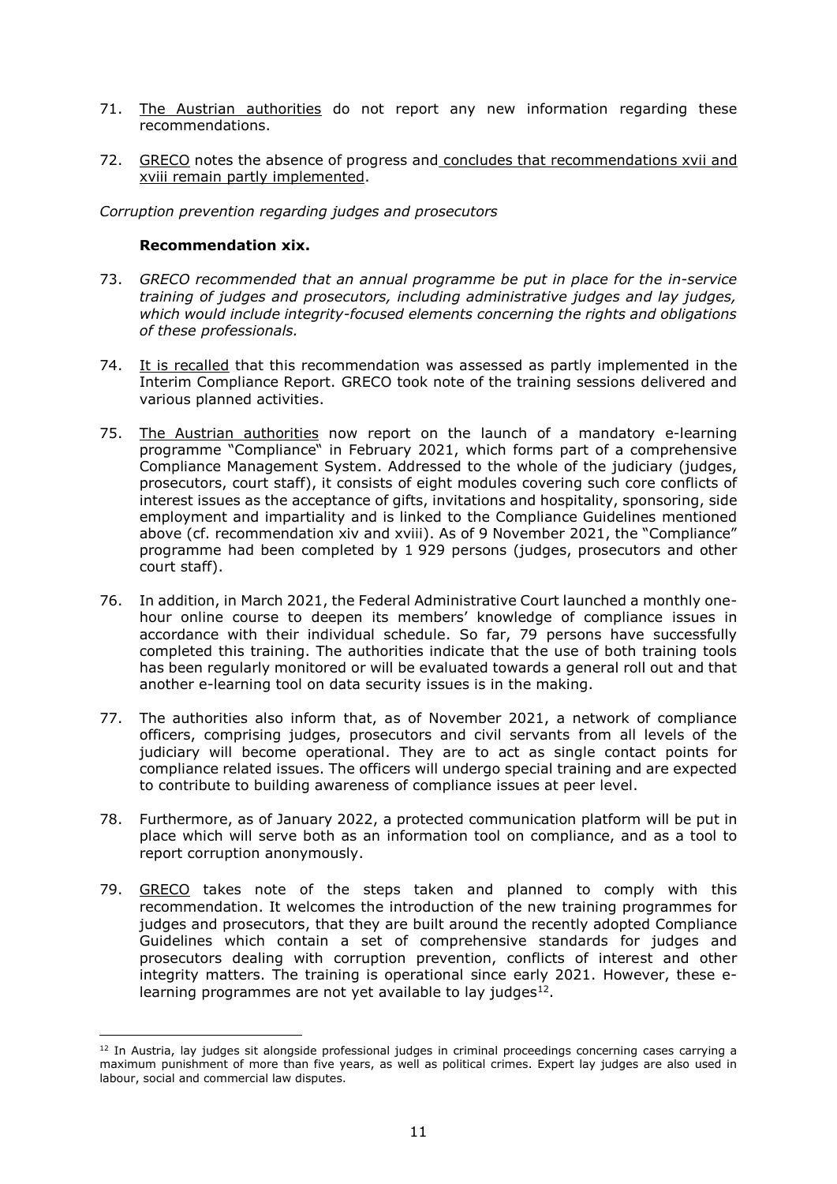71. The Austrian authorities do not report any new information regarding these recommendations.

72. GRECO notes the absence of progress and concludes that recommendations xvii and xviii remain partly implemented.

*Corruption prevention regarding judges and prosecutors*

**Recommendation xix.**

73. *GRECO recommended that an annual programme be put in place for the in-service training of judges and prosecutors, including administrative judges and lay judges, which would include integrity-focused elements concerning the rights and obligations of these professionals.*

74. It is recalled that this recommendation was assessed as partly implemented in the Interim Compliance Report. GRECO took note of the training sessions delivered and various planned activities.

75. The Austrian authorities now report on the launch of a mandatory e-learning programme "Compliance" in February 2021, which forms part of a comprehensive Compliance Management System. Addressed to the whole of the judiciary (judges, prosecutors, court staff), it consists of eight modules covering such core conflicts of interest issues as the acceptance of gifts, invitations and hospitality, sponsoring, side employment and impartiality and is linked to the Compliance Guidelines mentioned above (cf. recommendation xiv and xviii). As of 9 November 2021, the "Compliance" programme had been completed by 1 929 persons (judges, prosecutors and other court staff).

76. In addition, in March 2021, the Federal Administrative Court launched a monthly one-hour online course to deepen its members' knowledge of compliance issues in accordance with their individual schedule. So far, 79 persons have successfully completed this training. The authorities indicate that the use of both training tools has been regularly monitored or will be evaluated towards a general roll out and that another e-learning tool on data security issues is in the making.

77. The authorities also inform that, as of November 2021, a network of compliance officers, comprising judges, prosecutors and civil servants from all levels of the judiciary will become operational. They are to act as single contact points for compliance related issues. The officers will undergo special training and are expected to contribute to building awareness of compliance issues at peer level.

78. Furthermore, as of January 2022, a protected communication platform will be put in place which will serve both as an information tool on compliance, and as a tool to report corruption anonymously.

79. GRECO takes note of the steps taken and planned to comply with this recommendation. It welcomes the introduction of the new training programmes for judges and prosecutors, that they are built around the recently adopted Compliance Guidelines which contain a set of comprehensive standards for judges and prosecutors dealing with corruption prevention, conflicts of interest and other integrity matters. The training is operational since early 2021. However, these e-learning programmes are not yet available to lay judges[12].

[12] In Austria, lay judges sit alongside professional judges in criminal proceedings concerning cases carrying a maximum punishment of more than five years, as well as political crimes. Expert lay judges are also used in labour, social and commercial law disputes.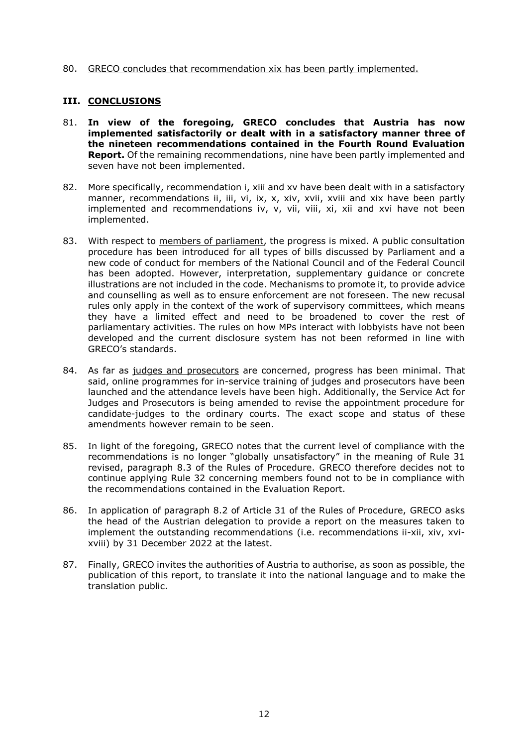80. GRECO concludes that recommendation xix has been partly implemented.

## III. CONCLUSIONS

81. **In view of the foregoing, GRECO concludes that Austria has now implemented satisfactorily or dealt with in a satisfactory manner three of the nineteen recommendations contained in the Fourth Round Evaluation Report.** Of the remaining recommendations, nine have been partly implemented and seven have not been implemented.

82. More specifically, recommendation i, xiii and xv have been dealt with in a satisfactory manner, recommendations ii, iii, vi, ix, x, xiv, xvii, xviii and xix have been partly implemented and recommendations iv, v, vii, viii, xi, xii and xvi have not been implemented.

83. With respect to members of parliament, the progress is mixed. A public consultation procedure has been introduced for all types of bills discussed by Parliament and a new code of conduct for members of the National Council and of the Federal Council has been adopted. However, interpretation, supplementary guidance or concrete illustrations are not included in the code. Mechanisms to promote it, to provide advice and counselling as well as to ensure enforcement are not foreseen. The new recusal rules only apply in the context of the work of supervisory committees, which means they have a limited effect and need to be broadened to cover the rest of parliamentary activities. The rules on how MPs interact with lobbyists have not been developed and the current disclosure system has not been reformed in line with GRECO's standards.

84. As far as judges and prosecutors are concerned, progress has been minimal. That said, online programmes for in-service training of judges and prosecutors have been launched and the attendance levels have been high. Additionally, the Service Act for Judges and Prosecutors is being amended to revise the appointment procedure for candidate-judges to the ordinary courts. The exact scope and status of these amendments however remain to be seen.

85. In light of the foregoing, GRECO notes that the current level of compliance with the recommendations is no longer "globally unsatisfactory" in the meaning of Rule 31 revised, paragraph 8.3 of the Rules of Procedure. GRECO therefore decides not to continue applying Rule 32 concerning members found not to be in compliance with the recommendations contained in the Evaluation Report.

86. In application of paragraph 8.2 of Article 31 of the Rules of Procedure, GRECO asks the head of the Austrian delegation to provide a report on the measures taken to implement the outstanding recommendations (i.e. recommendations ii-xii, xiv, xvi-xviii) by 31 December 2022 at the latest.

87. Finally, GRECO invites the authorities of Austria to authorise, as soon as possible, the publication of this report, to translate it into the national language and to make the translation public.